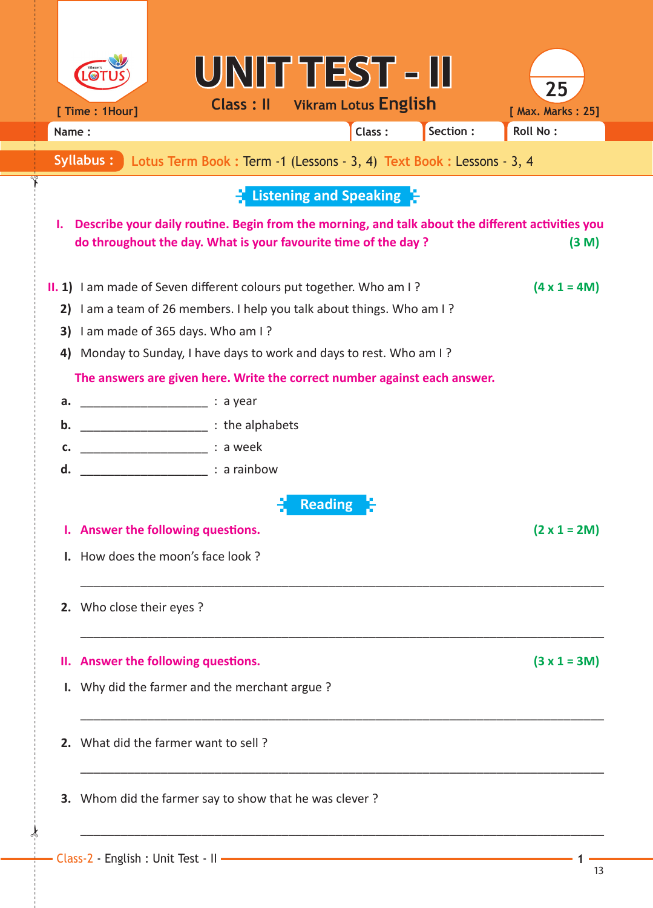# UNIT TEST - II

**Class : II** Vikram Lotus **English**

[ Time : 1Hour] [ Max. Marks : 25]

Name : Class : Section : Roll No :

**Syllabus :** Lotus Term Book : Term -1 (Lessons - 3, 4) Text Book : Lessons - 3, 4

## Listening and Speaking

**I. Describe your daily routine. Begin from the morning, and talk about the different activities you do throughout the day. What is your favourite time of the day ?** **(3 M)**

**II. 1)** I am made of Seven different colours put together. Who am I ? **(4 x 1 = 4M)**

**2)** I am a team of 26 members. I help you talk about things. Who am I ?

**3)** I am made of 365 days. Who am I ?

**4)** Monday to Sunday, I have days to work and days to rest. Who am I ?

**The answers are given here. Write the correct number against each answer.**

**a.** ____________________ : a year

**b.** ____________________ : the alphabets

**c.** ____________________ : a week

**d.** ____________________ : a rainbow

## Reading

**I. Answer the following questions.** **(2 x 1 = 2M)**

**I.** How does the moon's face look ?

______________________________________________________________________

**2.** Who close their eyes ?

______________________________________________________________________

**II. Answer the following questions.** **(3 x 1 = 3M)**

**I.** Why did the farmer and the merchant argue ?

______________________________________________________________________

**2.** What did the farmer want to sell ?

______________________________________________________________________

**3.** Whom did the farmer say to show that he was clever ?

______________________________________________________________________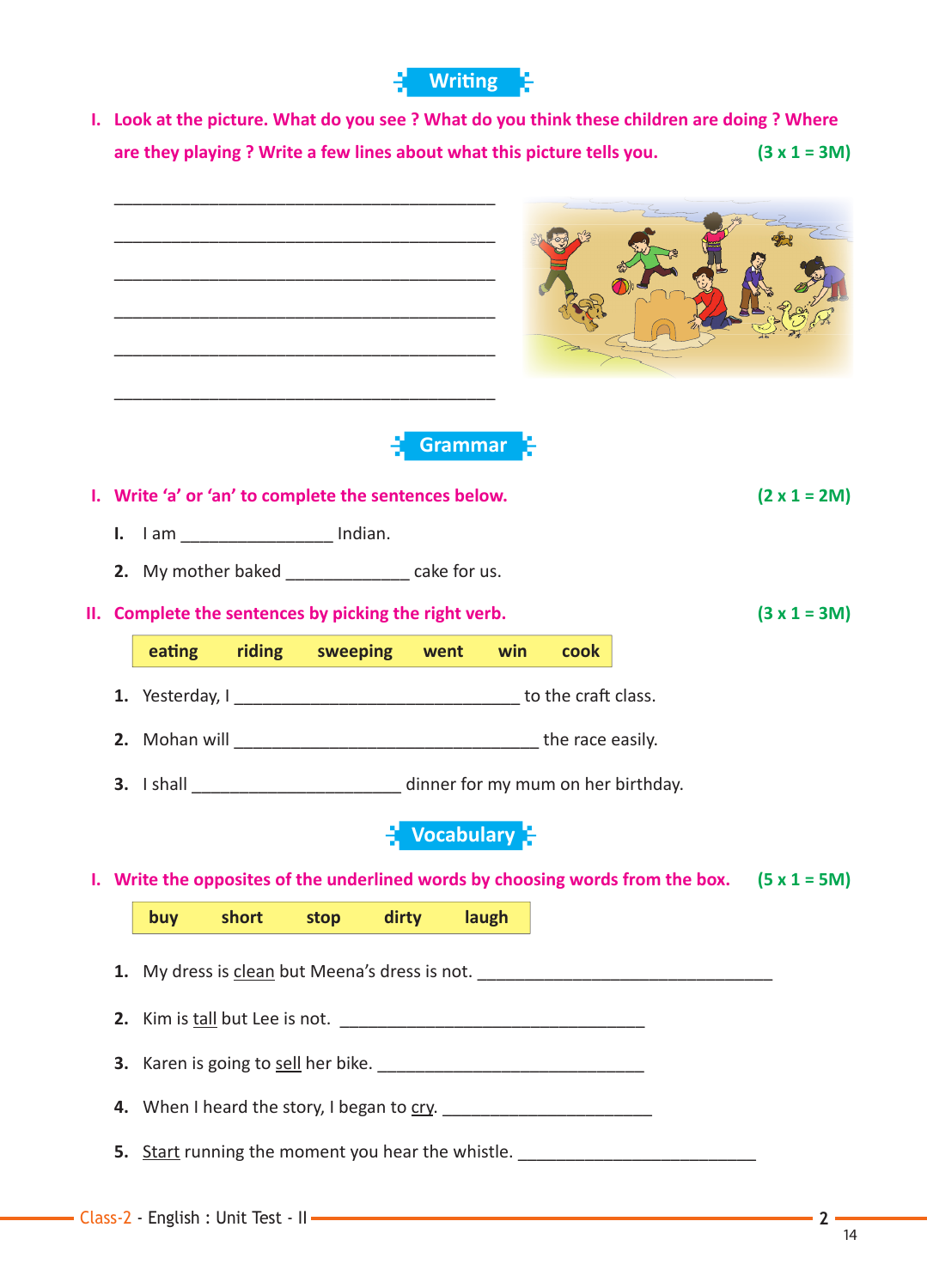## Writing

**I. Look at the picture. What do you see ? What do you think these children are doing ? Where are they playing ? Write a few lines about what this picture tells you.** **(3 x 1 = 3M)**

_________________________________________

_________________________________________

_________________________________________

_________________________________________

_________________________________________

_________________________________________

## Grammar

**I. Write 'a' or 'an' to complete the sentences below.** **(2 x 1 = 2M)**

I. I am ________________ Indian.

2. My mother baked _____________ cake for us.

**II. Complete the sentences by picking the right verb.** **(3 x 1 = 3M)**

| | | | | | |
|---|---|---|---|---|---|
| **eating** | **riding** | **sweeping** | **went** | **win** | **cook** |

1. Yesterday, I _______________________________ to the craft class.

2. Mohan will _________________________________ the race easily.

3. I shall ______________________ dinner for my mum on her birthday.

## Vocabulary

**I. Write the opposites of the underlined words by choosing words from the box.** **(5 x 1 = 5M)**

| | | | | |
|---|---|---|---|---|
| **buy** | **short** | **stop** | **dirty** | **laugh** |

1. My dress is <u>clean</u> but Meena's dress is not. _______________________________

2. Kim is <u>tall</u> but Lee is not. ________________________________

3. Karen is going to <u>sell</u> her bike. _____________________________

4. When I heard the story, I began to <u>cry</u>. ______________________

5. <u>Start</u> running the moment you hear the whistle. _________________________